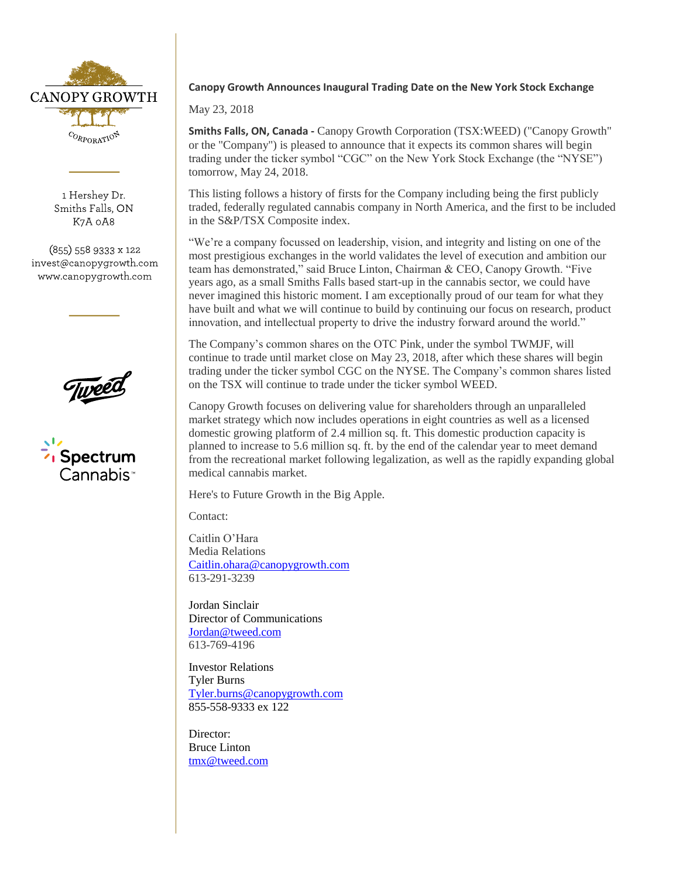CANOPY GROWTH

CORPORATION

1 Hershey Dr.
Smiths Falls, ON
K7A 0A8

(855) 558 9333 x 122
invest@canopygrowth.com
www.canopygrowth.com

Tweed

Spectrum Cannabis™

**Canopy Growth Announces Inaugural Trading Date on the New York Stock Exchange**

May 23, 2018

**Smiths Falls, ON, Canada -** Canopy Growth Corporation (TSX:WEED) ("Canopy Growth" or the "Company") is pleased to announce that it expects its common shares will begin trading under the ticker symbol "CGC" on the New York Stock Exchange (the "NYSE") tomorrow, May 24, 2018.

This listing follows a history of firsts for the Company including being the first publicly traded, federally regulated cannabis company in North America, and the first to be included in the S&P/TSX Composite index.

"We're a company focussed on leadership, vision, and integrity and listing on one of the most prestigious exchanges in the world validates the level of execution and ambition our team has demonstrated," said Bruce Linton, Chairman & CEO, Canopy Growth. "Five years ago, as a small Smiths Falls based start-up in the cannabis sector, we could have never imagined this historic moment. I am exceptionally proud of our team for what they have built and what we will continue to build by continuing our focus on research, product innovation, and intellectual property to drive the industry forward around the world."

The Company's common shares on the OTC Pink, under the symbol TWMJF, will continue to trade until market close on May 23, 2018, after which these shares will begin trading under the ticker symbol CGC on the NYSE. The Company's common shares listed on the TSX will continue to trade under the ticker symbol WEED.

Canopy Growth focuses on delivering value for shareholders through an unparalleled market strategy which now includes operations in eight countries as well as a licensed domestic growing platform of 2.4 million sq. ft. This domestic production capacity is planned to increase to 5.6 million sq. ft. by the end of the calendar year to meet demand from the recreational market following legalization, as well as the rapidly expanding global medical cannabis market.

Here's to Future Growth in the Big Apple.

Contact:

Caitlin O'Hara
Media Relations
Caitlin.ohara@canopygrowth.com
613-291-3239

Jordan Sinclair
Director of Communications
Jordan@tweed.com
613-769-4196

Investor Relations
Tyler Burns
Tyler.burns@canopygrowth.com
855-558-9333 ex 122

Director:
Bruce Linton
tmx@tweed.com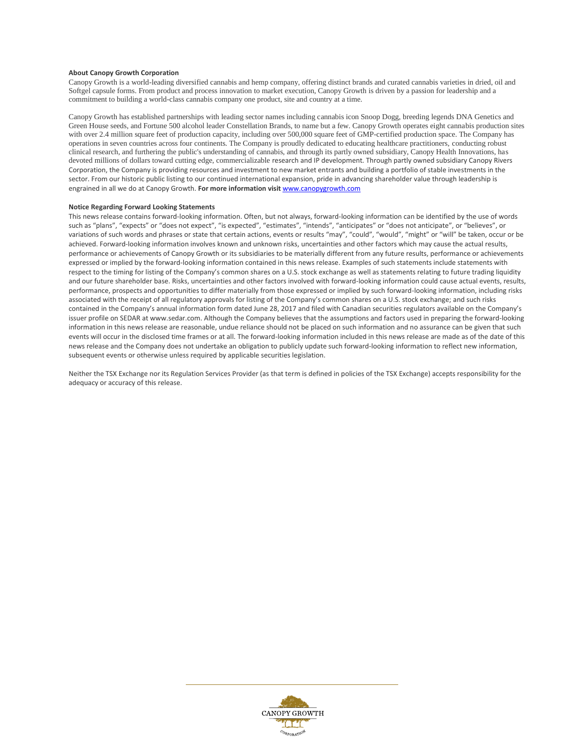**About Canopy Growth Corporation**

Canopy Growth is a world-leading diversified cannabis and hemp company, offering distinct brands and curated cannabis varieties in dried, oil and Softgel capsule forms. From product and process innovation to market execution, Canopy Growth is driven by a passion for leadership and a commitment to building a world-class cannabis company one product, site and country at a time.

Canopy Growth has established partnerships with leading sector names including cannabis icon Snoop Dogg, breeding legends DNA Genetics and Green House seeds, and Fortune 500 alcohol leader Constellation Brands, to name but a few. Canopy Growth operates eight cannabis production sites with over 2.4 million square feet of production capacity, including over 500,000 square feet of GMP-certified production space. The Company has operations in seven countries across four continents. The Company is proudly dedicated to educating healthcare practitioners, conducting robust clinical research, and furthering the public's understanding of cannabis, and through its partly owned subsidiary, Canopy Health Innovations, has devoted millions of dollars toward cutting edge, commercializable research and IP development. Through partly owned subsidiary Canopy Rivers Corporation, the Company is providing resources and investment to new market entrants and building a portfolio of stable investments in the sector. From our historic public listing to our continued international expansion, pride in advancing shareholder value through leadership is engrained in all we do at Canopy Growth. **For more information visit** www.canopygrowth.com

**Notice Regarding Forward Looking Statements**

This news release contains forward-looking information. Often, but not always, forward-looking information can be identified by the use of words such as "plans", "expects" or "does not expect", "is expected", "estimates", "intends", "anticipates" or "does not anticipate", or "believes", or variations of such words and phrases or state that certain actions, events or results "may", "could", "would", "might" or "will" be taken, occur or be achieved. Forward-looking information involves known and unknown risks, uncertainties and other factors which may cause the actual results, performance or achievements of Canopy Growth or its subsidiaries to be materially different from any future results, performance or achievements expressed or implied by the forward-looking information contained in this news release. Examples of such statements include statements with respect to the timing for listing of the Company's common shares on a U.S. stock exchange as well as statements relating to future trading liquidity and our future shareholder base. Risks, uncertainties and other factors involved with forward-looking information could cause actual events, results, performance, prospects and opportunities to differ materially from those expressed or implied by such forward-looking information, including risks associated with the receipt of all regulatory approvals for listing of the Company's common shares on a U.S. stock exchange; and such risks contained in the Company's annual information form dated June 28, 2017 and filed with Canadian securities regulators available on the Company's issuer profile on SEDAR at www.sedar.com. Although the Company believes that the assumptions and factors used in preparing the forward-looking information in this news release are reasonable, undue reliance should not be placed on such information and no assurance can be given that such events will occur in the disclosed time frames or at all. The forward-looking information included in this news release are made as of the date of this news release and the Company does not undertake an obligation to publicly update such forward-looking information to reflect new information, subsequent events or otherwise unless required by applicable securities legislation.

Neither the TSX Exchange nor its Regulation Services Provider (as that term is defined in policies of the TSX Exchange) accepts responsibility for the adequacy or accuracy of this release.